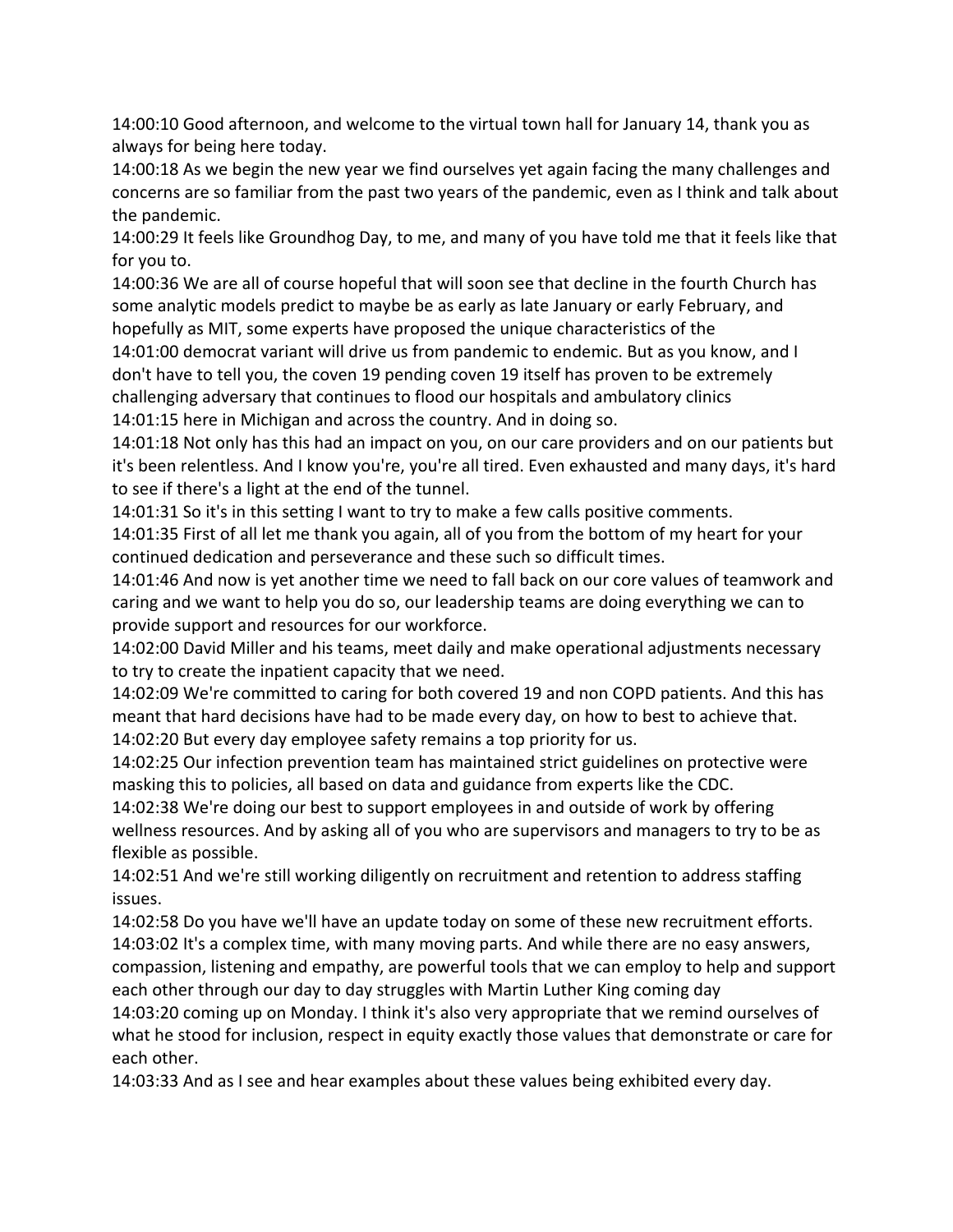14:00:10 Good afternoon, and welcome to the virtual town hall for January 14, thank you as always for being here today.

14:00:18 As we begin the new year we find ourselves yet again facing the many challenges and concerns are so familiar from the past two years of the pandemic, even as I think and talk about the pandemic.

14:00:29 It feels like Groundhog Day, to me, and many of you have told me that it feels like that for you to.

14:00:36 We are all of course hopeful that will soon see that decline in the fourth Church has some analytic models predict to maybe be as early as late January or early February, and hopefully as MIT, some experts have proposed the unique characteristics of the

14:01:00 democrat variant will drive us from pandemic to endemic. But as you know, and I don't have to tell you, the coven 19 pending coven 19 itself has proven to be extremely challenging adversary that continues to flood our hospitals and ambulatory clinics

14:01:15 here in Michigan and across the country. And in doing so.

14:01:18 Not only has this had an impact on you, on our care providers and on our patients but it's been relentless. And I know you're, you're all tired. Even exhausted and many days, it's hard to see if there's a light at the end of the tunnel.

14:01:31 So it's in this setting I want to try to make a few calls positive comments.

14:01:35 First of all let me thank you again, all of you from the bottom of my heart for your continued dedication and perseverance and these such so difficult times.

14:01:46 And now is yet another time we need to fall back on our core values of teamwork and caring and we want to help you do so, our leadership teams are doing everything we can to provide support and resources for our workforce.

14:02:00 David Miller and his teams, meet daily and make operational adjustments necessary to try to create the inpatient capacity that we need.

14:02:09 We're committed to caring for both covered 19 and non COPD patients. And this has meant that hard decisions have had to be made every day, on how to best to achieve that.

14:02:20 But every day employee safety remains a top priority for us.

14:02:25 Our infection prevention team has maintained strict guidelines on protective were masking this to policies, all based on data and guidance from experts like the CDC.

14:02:38 We're doing our best to support employees in and outside of work by offering wellness resources. And by asking all of you who are supervisors and managers to try to be as flexible as possible.

14:02:51 And we're still working diligently on recruitment and retention to address staffing issues.

14:02:58 Do you have we'll have an update today on some of these new recruitment efforts.

14:03:02 It's a complex time, with many moving parts. And while there are no easy answers, compassion, listening and empathy, are powerful tools that we can employ to help and support each other through our day to day struggles with Martin Luther King coming day

14:03:20 coming up on Monday. I think it's also very appropriate that we remind ourselves of what he stood for inclusion, respect in equity exactly those values that demonstrate or care for each other.

14:03:33 And as I see and hear examples about these values being exhibited every day.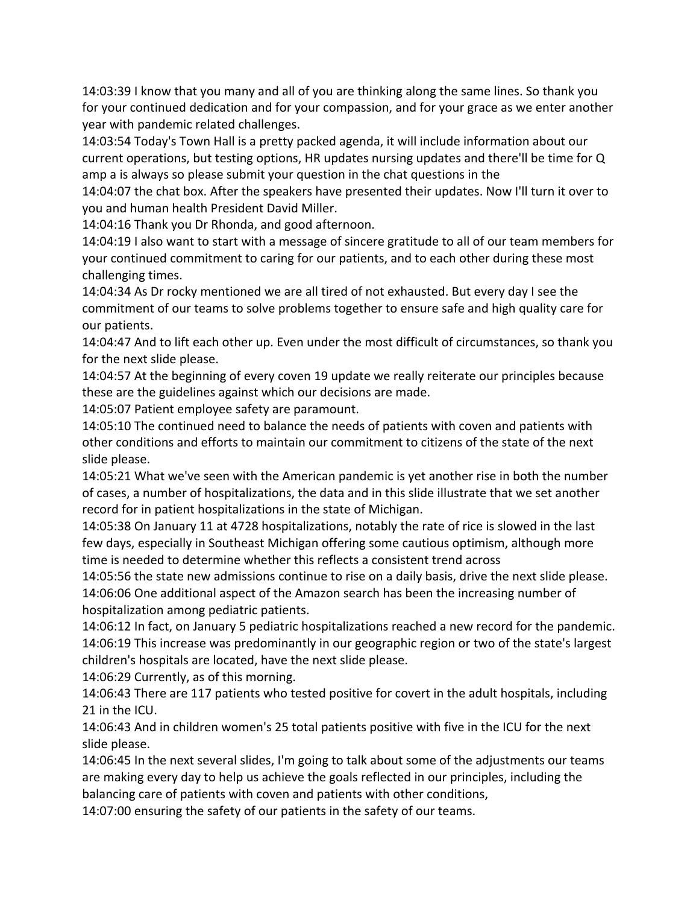14:03:39 I know that you many and all of you are thinking along the same lines. So thank you for your continued dedication and for your compassion, and for your grace as we enter another year with pandemic related challenges.
14:03:54 Today's Town Hall is a pretty packed agenda, it will include information about our current operations, but testing options, HR updates nursing updates and there'll be time for Q amp a is always so please submit your question in the chat questions in the
14:04:07 the chat box. After the speakers have presented their updates. Now I'll turn it over to you and human health President David Miller.
14:04:16 Thank you Dr Rhonda, and good afternoon.
14:04:19 I also want to start with a message of sincere gratitude to all of our team members for your continued commitment to caring for our patients, and to each other during these most challenging times.
14:04:34 As Dr rocky mentioned we are all tired of not exhausted. But every day I see the commitment of our teams to solve problems together to ensure safe and high quality care for our patients.
14:04:47 And to lift each other up. Even under the most difficult of circumstances, so thank you for the next slide please.
14:04:57 At the beginning of every coven 19 update we really reiterate our principles because these are the guidelines against which our decisions are made.
14:05:07 Patient employee safety are paramount.
14:05:10 The continued need to balance the needs of patients with coven and patients with other conditions and efforts to maintain our commitment to citizens of the state of the next slide please.
14:05:21 What we've seen with the American pandemic is yet another rise in both the number of cases, a number of hospitalizations, the data and in this slide illustrate that we set another record for in patient hospitalizations in the state of Michigan.
14:05:38 On January 11 at 4728 hospitalizations, notably the rate of rice is slowed in the last few days, especially in Southeast Michigan offering some cautious optimism, although more time is needed to determine whether this reflects a consistent trend across
14:05:56 the state new admissions continue to rise on a daily basis, drive the next slide please.
14:06:06 One additional aspect of the Amazon search has been the increasing number of hospitalization among pediatric patients.
14:06:12 In fact, on January 5 pediatric hospitalizations reached a new record for the pandemic.
14:06:19 This increase was predominantly in our geographic region or two of the state's largest children's hospitals are located, have the next slide please.
14:06:29 Currently, as of this morning.
14:06:43 There are 117 patients who tested positive for covert in the adult hospitals, including 21 in the ICU.
14:06:43 And in children women's 25 total patients positive with five in the ICU for the next slide please.
14:06:45 In the next several slides, I'm going to talk about some of the adjustments our teams are making every day to help us achieve the goals reflected in our principles, including the balancing care of patients with coven and patients with other conditions,
14:07:00 ensuring the safety of our patients in the safety of our teams.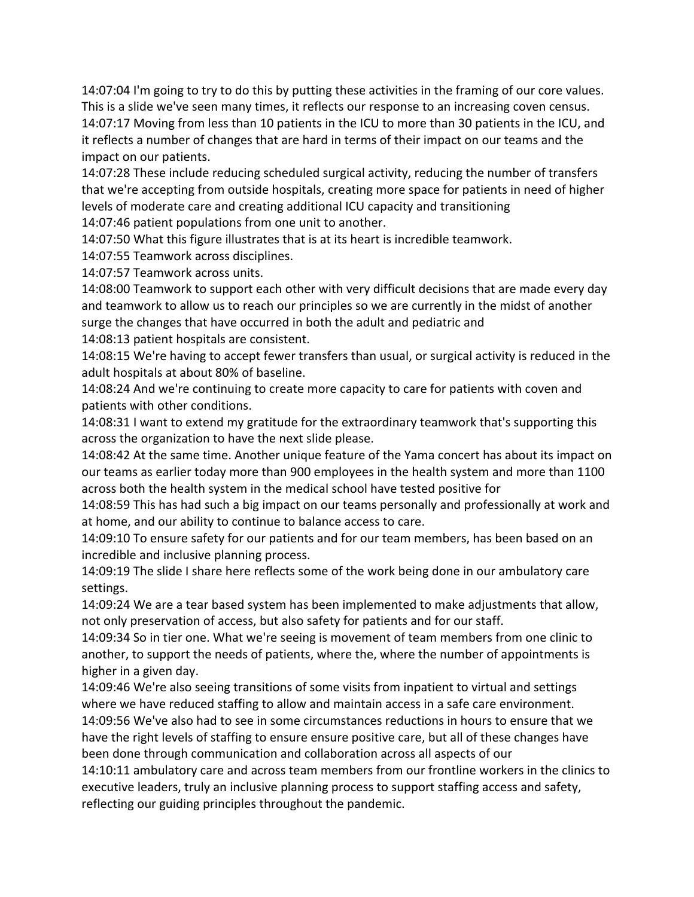14:07:04 I'm going to try to do this by putting these activities in the framing of our core values. This is a slide we've seen many times, it reflects our response to an increasing coven census.
14:07:17 Moving from less than 10 patients in the ICU to more than 30 patients in the ICU, and it reflects a number of changes that are hard in terms of their impact on our teams and the impact on our patients.
14:07:28 These include reducing scheduled surgical activity, reducing the number of transfers that we're accepting from outside hospitals, creating more space for patients in need of higher levels of moderate care and creating additional ICU capacity and transitioning
14:07:46 patient populations from one unit to another.
14:07:50 What this figure illustrates that is at its heart is incredible teamwork.
14:07:55 Teamwork across disciplines.
14:07:57 Teamwork across units.
14:08:00 Teamwork to support each other with very difficult decisions that are made every day and teamwork to allow us to reach our principles so we are currently in the midst of another surge the changes that have occurred in both the adult and pediatric and
14:08:13 patient hospitals are consistent.
14:08:15 We're having to accept fewer transfers than usual, or surgical activity is reduced in the adult hospitals at about 80% of baseline.
14:08:24 And we're continuing to create more capacity to care for patients with coven and patients with other conditions.
14:08:31 I want to extend my gratitude for the extraordinary teamwork that's supporting this across the organization to have the next slide please.
14:08:42 At the same time. Another unique feature of the Yama concert has about its impact on our teams as earlier today more than 900 employees in the health system and more than 1100 across both the health system in the medical school have tested positive for
14:08:59 This has had such a big impact on our teams personally and professionally at work and at home, and our ability to continue to balance access to care.
14:09:10 To ensure safety for our patients and for our team members, has been based on an incredible and inclusive planning process.
14:09:19 The slide I share here reflects some of the work being done in our ambulatory care settings.
14:09:24 We are a tear based system has been implemented to make adjustments that allow, not only preservation of access, but also safety for patients and for our staff.
14:09:34 So in tier one. What we're seeing is movement of team members from one clinic to another, to support the needs of patients, where the, where the number of appointments is higher in a given day.
14:09:46 We're also seeing transitions of some visits from inpatient to virtual and settings where we have reduced staffing to allow and maintain access in a safe care environment.
14:09:56 We've also had to see in some circumstances reductions in hours to ensure that we have the right levels of staffing to ensure ensure positive care, but all of these changes have been done through communication and collaboration across all aspects of our
14:10:11 ambulatory care and across team members from our frontline workers in the clinics to executive leaders, truly an inclusive planning process to support staffing access and safety, reflecting our guiding principles throughout the pandemic.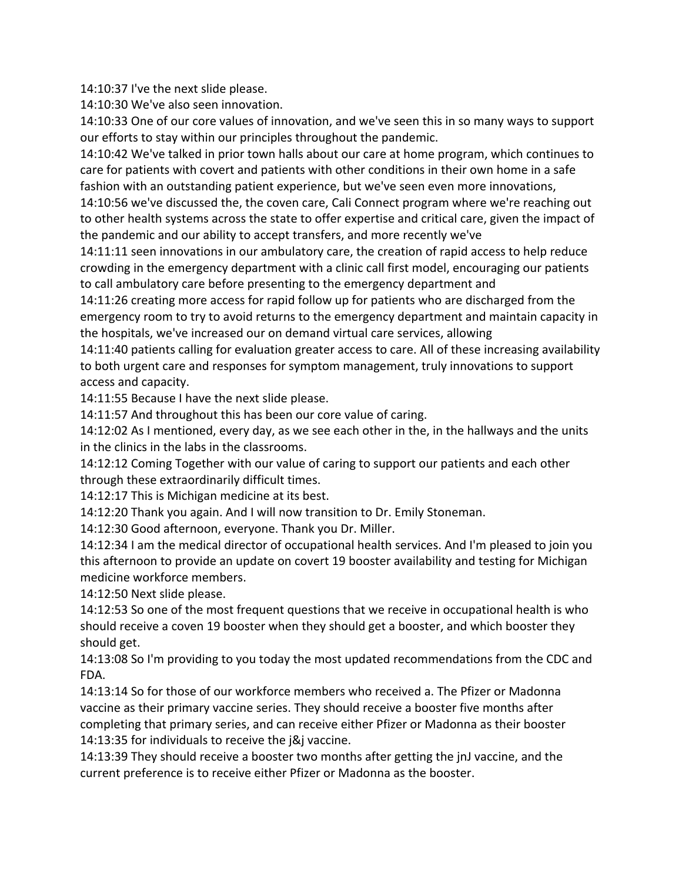14:10:37 I've the next slide please.
14:10:30 We've also seen innovation.
14:10:33 One of our core values of innovation, and we've seen this in so many ways to support our efforts to stay within our principles throughout the pandemic.
14:10:42 We've talked in prior town halls about our care at home program, which continues to care for patients with covert and patients with other conditions in their own home in a safe fashion with an outstanding patient experience, but we've seen even more innovations,
14:10:56 we've discussed the, the coven care, Cali Connect program where we're reaching out to other health systems across the state to offer expertise and critical care, given the impact of the pandemic and our ability to accept transfers, and more recently we've
14:11:11 seen innovations in our ambulatory care, the creation of rapid access to help reduce crowding in the emergency department with a clinic call first model, encouraging our patients to call ambulatory care before presenting to the emergency department and
14:11:26 creating more access for rapid follow up for patients who are discharged from the emergency room to try to avoid returns to the emergency department and maintain capacity in the hospitals, we've increased our on demand virtual care services, allowing
14:11:40 patients calling for evaluation greater access to care. All of these increasing availability to both urgent care and responses for symptom management, truly innovations to support access and capacity.
14:11:55 Because I have the next slide please.
14:11:57 And throughout this has been our core value of caring.
14:12:02 As I mentioned, every day, as we see each other in the, in the hallways and the units in the clinics in the labs in the classrooms.
14:12:12 Coming Together with our value of caring to support our patients and each other through these extraordinarily difficult times.
14:12:17 This is Michigan medicine at its best.
14:12:20 Thank you again. And I will now transition to Dr. Emily Stoneman.
14:12:30 Good afternoon, everyone. Thank you Dr. Miller.
14:12:34 I am the medical director of occupational health services. And I'm pleased to join you this afternoon to provide an update on covert 19 booster availability and testing for Michigan medicine workforce members.
14:12:50 Next slide please.
14:12:53 So one of the most frequent questions that we receive in occupational health is who should receive a coven 19 booster when they should get a booster, and which booster they should get.
14:13:08 So I'm providing to you today the most updated recommendations from the CDC and FDA.
14:13:14 So for those of our workforce members who received a. The Pfizer or Madonna vaccine as their primary vaccine series. They should receive a booster five months after completing that primary series, and can receive either Pfizer or Madonna as their booster
14:13:35 for individuals to receive the j&j vaccine.
14:13:39 They should receive a booster two months after getting the jnJ vaccine, and the current preference is to receive either Pfizer or Madonna as the booster.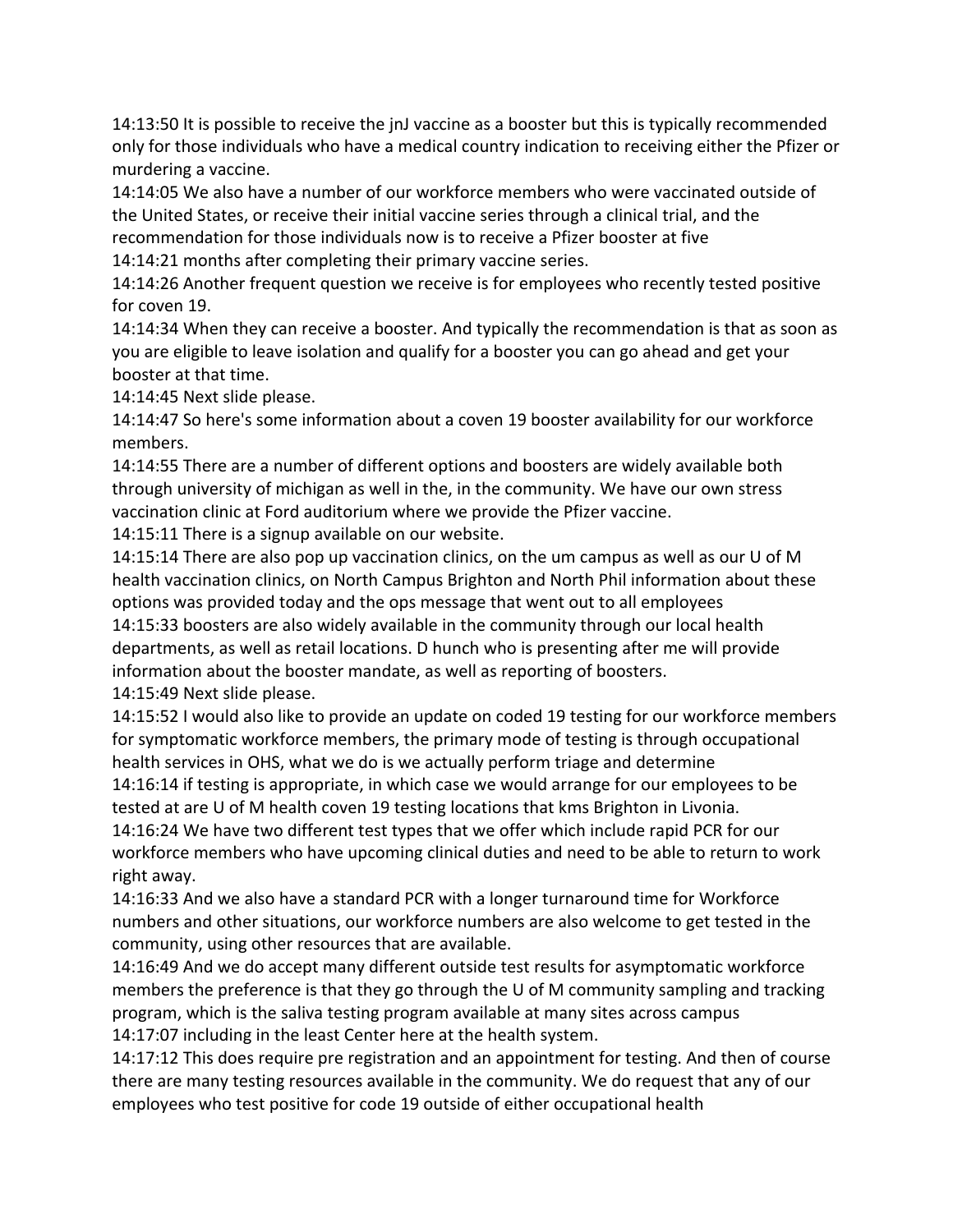14:13:50 It is possible to receive the jnJ vaccine as a booster but this is typically recommended only for those individuals who have a medical country indication to receiving either the Pfizer or murdering a vaccine.

14:14:05 We also have a number of our workforce members who were vaccinated outside of the United States, or receive their initial vaccine series through a clinical trial, and the recommendation for those individuals now is to receive a Pfizer booster at five

14:14:21 months after completing their primary vaccine series.

14:14:26 Another frequent question we receive is for employees who recently tested positive for coven 19.

14:14:34 When they can receive a booster. And typically the recommendation is that as soon as you are eligible to leave isolation and qualify for a booster you can go ahead and get your booster at that time.

14:14:45 Next slide please.

14:14:47 So here's some information about a coven 19 booster availability for our workforce members.

14:14:55 There are a number of different options and boosters are widely available both through university of michigan as well in the, in the community. We have our own stress vaccination clinic at Ford auditorium where we provide the Pfizer vaccine.

14:15:11 There is a signup available on our website.

14:15:14 There are also pop up vaccination clinics, on the um campus as well as our U of M health vaccination clinics, on North Campus Brighton and North Phil information about these options was provided today and the ops message that went out to all employees

14:15:33 boosters are also widely available in the community through our local health departments, as well as retail locations. D hunch who is presenting after me will provide information about the booster mandate, as well as reporting of boosters.

14:15:49 Next slide please.

14:15:52 I would also like to provide an update on coded 19 testing for our workforce members for symptomatic workforce members, the primary mode of testing is through occupational health services in OHS, what we do is we actually perform triage and determine

14:16:14 if testing is appropriate, in which case we would arrange for our employees to be tested at are U of M health coven 19 testing locations that kms Brighton in Livonia.

14:16:24 We have two different test types that we offer which include rapid PCR for our workforce members who have upcoming clinical duties and need to be able to return to work right away.

14:16:33 And we also have a standard PCR with a longer turnaround time for Workforce numbers and other situations, our workforce numbers are also welcome to get tested in the community, using other resources that are available.

14:16:49 And we do accept many different outside test results for asymptomatic workforce members the preference is that they go through the U of M community sampling and tracking program, which is the saliva testing program available at many sites across campus

14:17:07 including in the least Center here at the health system.

14:17:12 This does require pre registration and an appointment for testing. And then of course there are many testing resources available in the community. We do request that any of our employees who test positive for code 19 outside of either occupational health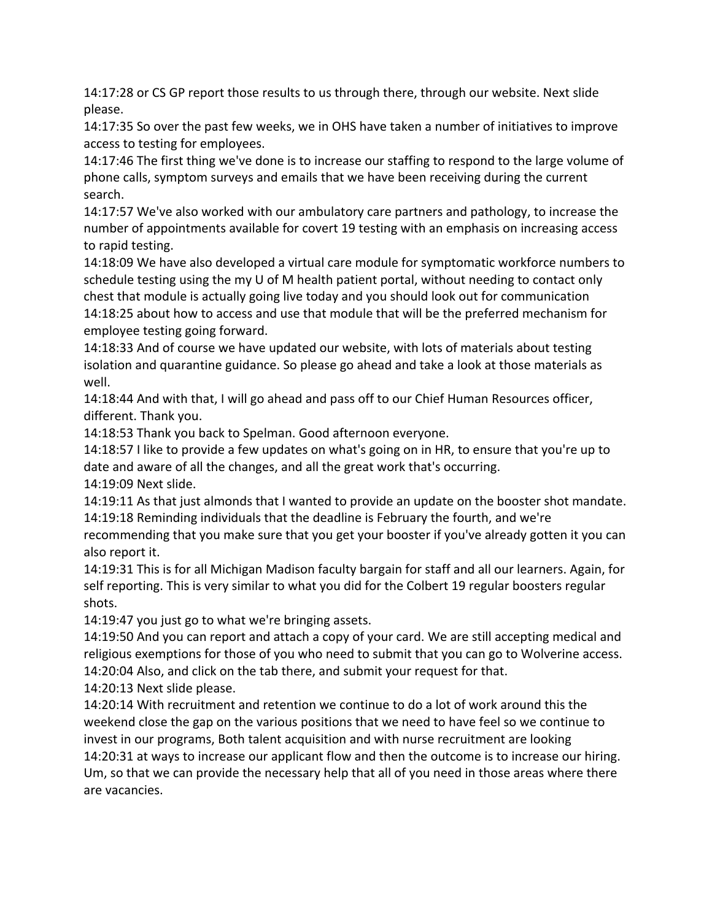14:17:28 or CS GP report those results to us through there, through our website. Next slide please.

14:17:35 So over the past few weeks, we in OHS have taken a number of initiatives to improve access to testing for employees.

14:17:46 The first thing we've done is to increase our staffing to respond to the large volume of phone calls, symptom surveys and emails that we have been receiving during the current search.

14:17:57 We've also worked with our ambulatory care partners and pathology, to increase the number of appointments available for covert 19 testing with an emphasis on increasing access to rapid testing.

14:18:09 We have also developed a virtual care module for symptomatic workforce numbers to schedule testing using the my U of M health patient portal, without needing to contact only chest that module is actually going live today and you should look out for communication

14:18:25 about how to access and use that module that will be the preferred mechanism for employee testing going forward.

14:18:33 And of course we have updated our website, with lots of materials about testing isolation and quarantine guidance. So please go ahead and take a look at those materials as well.

14:18:44 And with that, I will go ahead and pass off to our Chief Human Resources officer, different. Thank you.

14:18:53 Thank you back to Spelman. Good afternoon everyone.

14:18:57 I like to provide a few updates on what's going on in HR, to ensure that you're up to date and aware of all the changes, and all the great work that's occurring.

14:19:09 Next slide.

14:19:11 As that just almonds that I wanted to provide an update on the booster shot mandate.

14:19:18 Reminding individuals that the deadline is February the fourth, and we're recommending that you make sure that you get your booster if you've already gotten it you can also report it.

14:19:31 This is for all Michigan Madison faculty bargain for staff and all our learners. Again, for self reporting. This is very similar to what you did for the Colbert 19 regular boosters regular shots.

14:19:47 you just go to what we're bringing assets.

14:19:50 And you can report and attach a copy of your card. We are still accepting medical and religious exemptions for those of you who need to submit that you can go to Wolverine access.

14:20:04 Also, and click on the tab there, and submit your request for that.

14:20:13 Next slide please.

14:20:14 With recruitment and retention we continue to do a lot of work around this the weekend close the gap on the various positions that we need to have feel so we continue to invest in our programs, Both talent acquisition and with nurse recruitment are looking

14:20:31 at ways to increase our applicant flow and then the outcome is to increase our hiring. Um, so that we can provide the necessary help that all of you need in those areas where there are vacancies.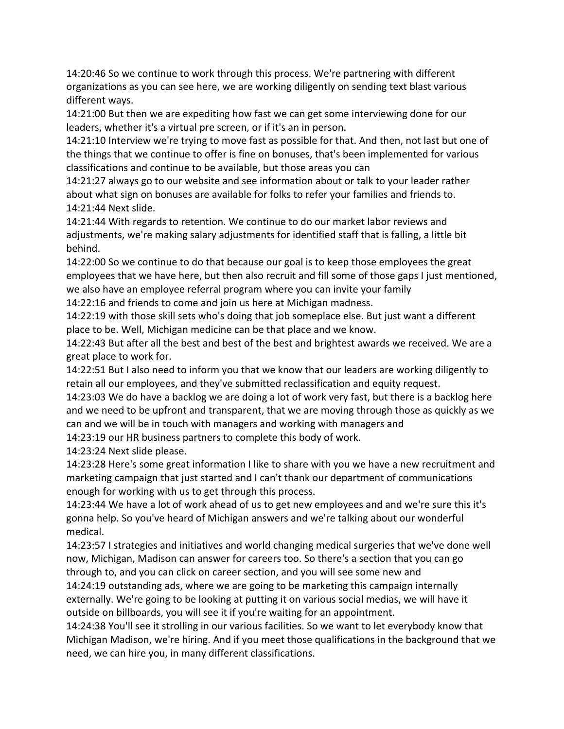14:20:46 So we continue to work through this process. We're partnering with different organizations as you can see here, we are working diligently on sending text blast various different ways.

14:21:00 But then we are expediting how fast we can get some interviewing done for our leaders, whether it's a virtual pre screen, or if it's an in person.

14:21:10 Interview we're trying to move fast as possible for that. And then, not last but one of the things that we continue to offer is fine on bonuses, that's been implemented for various classifications and continue to be available, but those areas you can

14:21:27 always go to our website and see information about or talk to your leader rather about what sign on bonuses are available for folks to refer your families and friends to.

14:21:44 Next slide.

14:21:44 With regards to retention. We continue to do our market labor reviews and adjustments, we're making salary adjustments for identified staff that is falling, a little bit behind.

14:22:00 So we continue to do that because our goal is to keep those employees the great employees that we have here, but then also recruit and fill some of those gaps I just mentioned, we also have an employee referral program where you can invite your family

14:22:16 and friends to come and join us here at Michigan madness.

14:22:19 with those skill sets who's doing that job someplace else. But just want a different place to be. Well, Michigan medicine can be that place and we know.

14:22:43 But after all the best and best of the best and brightest awards we received. We are a great place to work for.

14:22:51 But I also need to inform you that we know that our leaders are working diligently to retain all our employees, and they've submitted reclassification and equity request.

14:23:03 We do have a backlog we are doing a lot of work very fast, but there is a backlog here and we need to be upfront and transparent, that we are moving through those as quickly as we can and we will be in touch with managers and working with managers and

14:23:19 our HR business partners to complete this body of work.

14:23:24 Next slide please.

14:23:28 Here's some great information I like to share with you we have a new recruitment and marketing campaign that just started and I can't thank our department of communications enough for working with us to get through this process.

14:23:44 We have a lot of work ahead of us to get new employees and and we're sure this it's gonna help. So you've heard of Michigan answers and we're talking about our wonderful medical.

14:23:57 I strategies and initiatives and world changing medical surgeries that we've done well now, Michigan, Madison can answer for careers too. So there's a section that you can go through to, and you can click on career section, and you will see some new and

14:24:19 outstanding ads, where we are going to be marketing this campaign internally externally. We're going to be looking at putting it on various social medias, we will have it outside on billboards, you will see it if you're waiting for an appointment.

14:24:38 You'll see it strolling in our various facilities. So we want to let everybody know that Michigan Madison, we're hiring. And if you meet those qualifications in the background that we need, we can hire you, in many different classifications.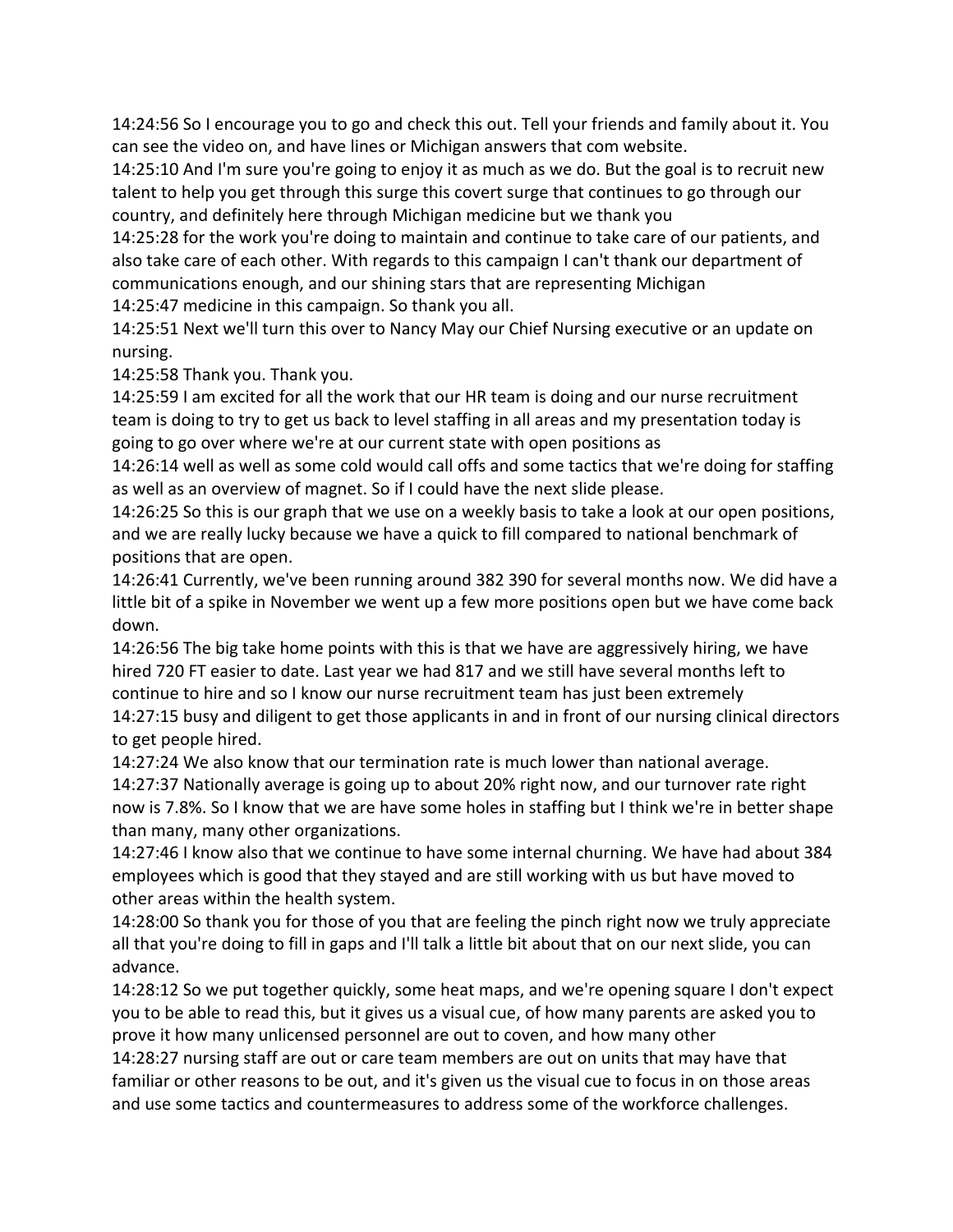14:24:56 So I encourage you to go and check this out. Tell your friends and family about it. You can see the video on, and have lines or Michigan answers that com website.
14:25:10 And I'm sure you're going to enjoy it as much as we do. But the goal is to recruit new talent to help you get through this surge this covert surge that continues to go through our country, and definitely here through Michigan medicine but we thank you
14:25:28 for the work you're doing to maintain and continue to take care of our patients, and also take care of each other. With regards to this campaign I can't thank our department of communications enough, and our shining stars that are representing Michigan
14:25:47 medicine in this campaign. So thank you all.
14:25:51 Next we'll turn this over to Nancy May our Chief Nursing executive or an update on nursing.
14:25:58 Thank you. Thank you.
14:25:59 I am excited for all the work that our HR team is doing and our nurse recruitment team is doing to try to get us back to level staffing in all areas and my presentation today is going to go over where we're at our current state with open positions as
14:26:14 well as well as some cold would call offs and some tactics that we're doing for staffing as well as an overview of magnet. So if I could have the next slide please.
14:26:25 So this is our graph that we use on a weekly basis to take a look at our open positions, and we are really lucky because we have a quick to fill compared to national benchmark of positions that are open.
14:26:41 Currently, we've been running around 382 390 for several months now. We did have a little bit of a spike in November we went up a few more positions open but we have come back down.
14:26:56 The big take home points with this is that we have are aggressively hiring, we have hired 720 FT easier to date. Last year we had 817 and we still have several months left to continue to hire and so I know our nurse recruitment team has just been extremely
14:27:15 busy and diligent to get those applicants in and in front of our nursing clinical directors to get people hired.
14:27:24 We also know that our termination rate is much lower than national average.
14:27:37 Nationally average is going up to about 20% right now, and our turnover rate right now is 7.8%. So I know that we are have some holes in staffing but I think we're in better shape than many, many other organizations.
14:27:46 I know also that we continue to have some internal churning. We have had about 384 employees which is good that they stayed and are still working with us but have moved to other areas within the health system.
14:28:00 So thank you for those of you that are feeling the pinch right now we truly appreciate all that you're doing to fill in gaps and I'll talk a little bit about that on our next slide, you can advance.
14:28:12 So we put together quickly, some heat maps, and we're opening square I don't expect you to be able to read this, but it gives us a visual cue, of how many parents are asked you to prove it how many unlicensed personnel are out to coven, and how many other
14:28:27 nursing staff are out or care team members are out on units that may have that familiar or other reasons to be out, and it's given us the visual cue to focus in on those areas and use some tactics and countermeasures to address some of the workforce challenges.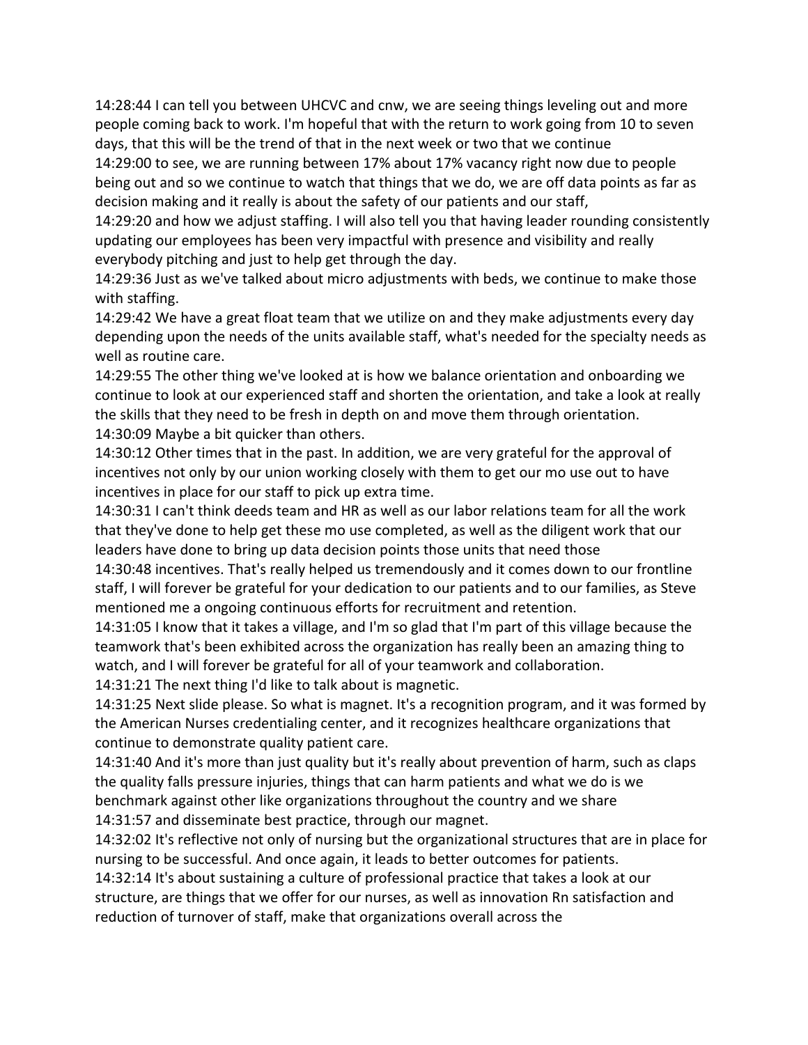14:28:44 I can tell you between UHCVC and cnw, we are seeing things leveling out and more people coming back to work. I'm hopeful that with the return to work going from 10 to seven days, that this will be the trend of that in the next week or two that we continue
14:29:00 to see, we are running between 17% about 17% vacancy right now due to people being out and so we continue to watch that things that we do, we are off data points as far as decision making and it really is about the safety of our patients and our staff,
14:29:20 and how we adjust staffing. I will also tell you that having leader rounding consistently updating our employees has been very impactful with presence and visibility and really everybody pitching and just to help get through the day.
14:29:36 Just as we've talked about micro adjustments with beds, we continue to make those with staffing.
14:29:42 We have a great float team that we utilize on and they make adjustments every day depending upon the needs of the units available staff, what's needed for the specialty needs as well as routine care.
14:29:55 The other thing we've looked at is how we balance orientation and onboarding we continue to look at our experienced staff and shorten the orientation, and take a look at really the skills that they need to be fresh in depth on and move them through orientation.
14:30:09 Maybe a bit quicker than others.
14:30:12 Other times that in the past. In addition, we are very grateful for the approval of incentives not only by our union working closely with them to get our mo use out to have incentives in place for our staff to pick up extra time.
14:30:31 I can't think deeds team and HR as well as our labor relations team for all the work that they've done to help get these mo use completed, as well as the diligent work that our leaders have done to bring up data decision points those units that need those
14:30:48 incentives. That's really helped us tremendously and it comes down to our frontline staff, I will forever be grateful for your dedication to our patients and to our families, as Steve mentioned me a ongoing continuous efforts for recruitment and retention.
14:31:05 I know that it takes a village, and I'm so glad that I'm part of this village because the teamwork that's been exhibited across the organization has really been an amazing thing to watch, and I will forever be grateful for all of your teamwork and collaboration.
14:31:21 The next thing I'd like to talk about is magnetic.
14:31:25 Next slide please. So what is magnet. It's a recognition program, and it was formed by the American Nurses credentialing center, and it recognizes healthcare organizations that continue to demonstrate quality patient care.
14:31:40 And it's more than just quality but it's really about prevention of harm, such as claps the quality falls pressure injuries, things that can harm patients and what we do is we benchmark against other like organizations throughout the country and we share
14:31:57 and disseminate best practice, through our magnet.
14:32:02 It's reflective not only of nursing but the organizational structures that are in place for nursing to be successful. And once again, it leads to better outcomes for patients.
14:32:14 It's about sustaining a culture of professional practice that takes a look at our structure, are things that we offer for our nurses, as well as innovation Rn satisfaction and reduction of turnover of staff, make that organizations overall across the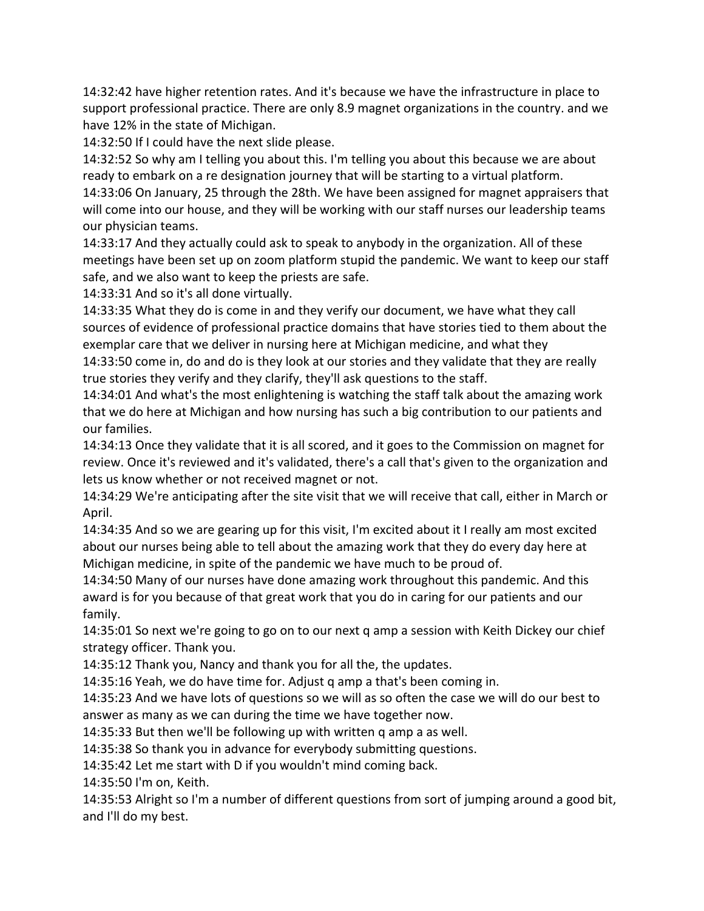14:32:42 have higher retention rates. And it's because we have the infrastructure in place to support professional practice. There are only 8.9 magnet organizations in the country. and we have 12% in the state of Michigan.

14:32:50 If I could have the next slide please.

14:32:52 So why am I telling you about this. I'm telling you about this because we are about ready to embark on a re designation journey that will be starting to a virtual platform.

14:33:06 On January, 25 through the 28th. We have been assigned for magnet appraisers that will come into our house, and they will be working with our staff nurses our leadership teams our physician teams.

14:33:17 And they actually could ask to speak to anybody in the organization. All of these meetings have been set up on zoom platform stupid the pandemic. We want to keep our staff safe, and we also want to keep the priests are safe.

14:33:31 And so it's all done virtually.

14:33:35 What they do is come in and they verify our document, we have what they call sources of evidence of professional practice domains that have stories tied to them about the exemplar care that we deliver in nursing here at Michigan medicine, and what they

14:33:50 come in, do and do is they look at our stories and they validate that they are really true stories they verify and they clarify, they'll ask questions to the staff.

14:34:01 And what's the most enlightening is watching the staff talk about the amazing work that we do here at Michigan and how nursing has such a big contribution to our patients and our families.

14:34:13 Once they validate that it is all scored, and it goes to the Commission on magnet for review. Once it's reviewed and it's validated, there's a call that's given to the organization and lets us know whether or not received magnet or not.

14:34:29 We're anticipating after the site visit that we will receive that call, either in March or April.

14:34:35 And so we are gearing up for this visit, I'm excited about it I really am most excited about our nurses being able to tell about the amazing work that they do every day here at Michigan medicine, in spite of the pandemic we have much to be proud of.

14:34:50 Many of our nurses have done amazing work throughout this pandemic. And this award is for you because of that great work that you do in caring for our patients and our family.

14:35:01 So next we're going to go on to our next q amp a session with Keith Dickey our chief strategy officer. Thank you.

14:35:12 Thank you, Nancy and thank you for all the, the updates.

14:35:16 Yeah, we do have time for. Adjust q amp a that's been coming in.

14:35:23 And we have lots of questions so we will as so often the case we will do our best to answer as many as we can during the time we have together now.

14:35:33 But then we'll be following up with written q amp a as well.

14:35:38 So thank you in advance for everybody submitting questions.

14:35:42 Let me start with D if you wouldn't mind coming back.

14:35:50 I'm on, Keith.

14:35:53 Alright so I'm a number of different questions from sort of jumping around a good bit, and I'll do my best.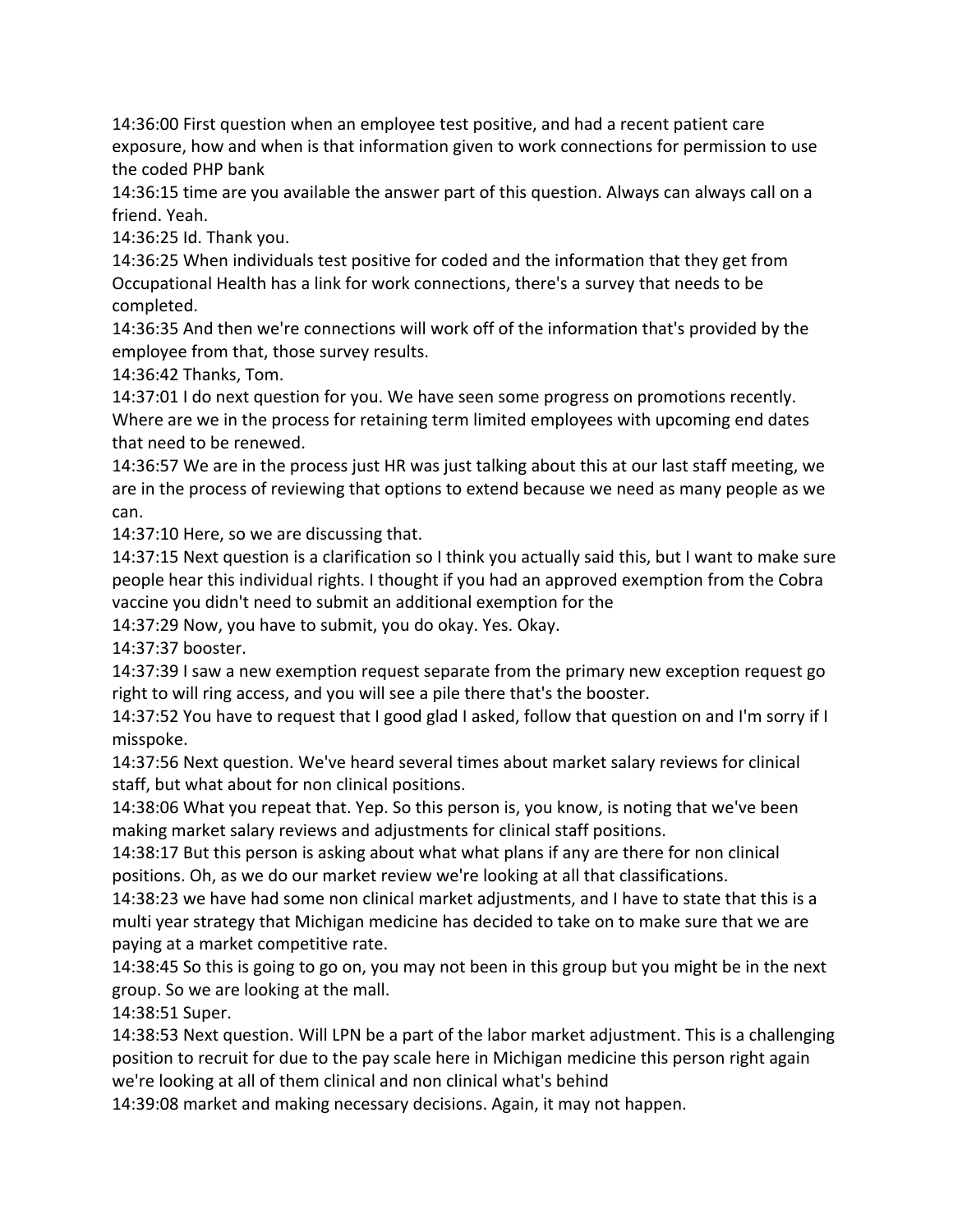14:36:00 First question when an employee test positive, and had a recent patient care exposure, how and when is that information given to work connections for permission to use the coded PHP bank

14:36:15 time are you available the answer part of this question. Always can always call on a friend. Yeah.

14:36:25 Id. Thank you.

14:36:25 When individuals test positive for coded and the information that they get from Occupational Health has a link for work connections, there's a survey that needs to be completed.

14:36:35 And then we're connections will work off of the information that's provided by the employee from that, those survey results.

14:36:42 Thanks, Tom.

14:37:01 I do next question for you. We have seen some progress on promotions recently. Where are we in the process for retaining term limited employees with upcoming end dates that need to be renewed.

14:36:57 We are in the process just HR was just talking about this at our last staff meeting, we are in the process of reviewing that options to extend because we need as many people as we can.

14:37:10 Here, so we are discussing that.

14:37:15 Next question is a clarification so I think you actually said this, but I want to make sure people hear this individual rights. I thought if you had an approved exemption from the Cobra vaccine you didn't need to submit an additional exemption for the

14:37:29 Now, you have to submit, you do okay. Yes. Okay.

14:37:37 booster.

14:37:39 I saw a new exemption request separate from the primary new exception request go right to will ring access, and you will see a pile there that's the booster.

14:37:52 You have to request that I good glad I asked, follow that question on and I'm sorry if I misspoke.

14:37:56 Next question. We've heard several times about market salary reviews for clinical staff, but what about for non clinical positions.

14:38:06 What you repeat that. Yep. So this person is, you know, is noting that we've been making market salary reviews and adjustments for clinical staff positions.

14:38:17 But this person is asking about what what plans if any are there for non clinical positions. Oh, as we do our market review we're looking at all that classifications.

14:38:23 we have had some non clinical market adjustments, and I have to state that this is a multi year strategy that Michigan medicine has decided to take on to make sure that we are paying at a market competitive rate.

14:38:45 So this is going to go on, you may not been in this group but you might be in the next group. So we are looking at the mall.

14:38:51 Super.

14:38:53 Next question. Will LPN be a part of the labor market adjustment. This is a challenging position to recruit for due to the pay scale here in Michigan medicine this person right again we're looking at all of them clinical and non clinical what's behind

14:39:08 market and making necessary decisions. Again, it may not happen.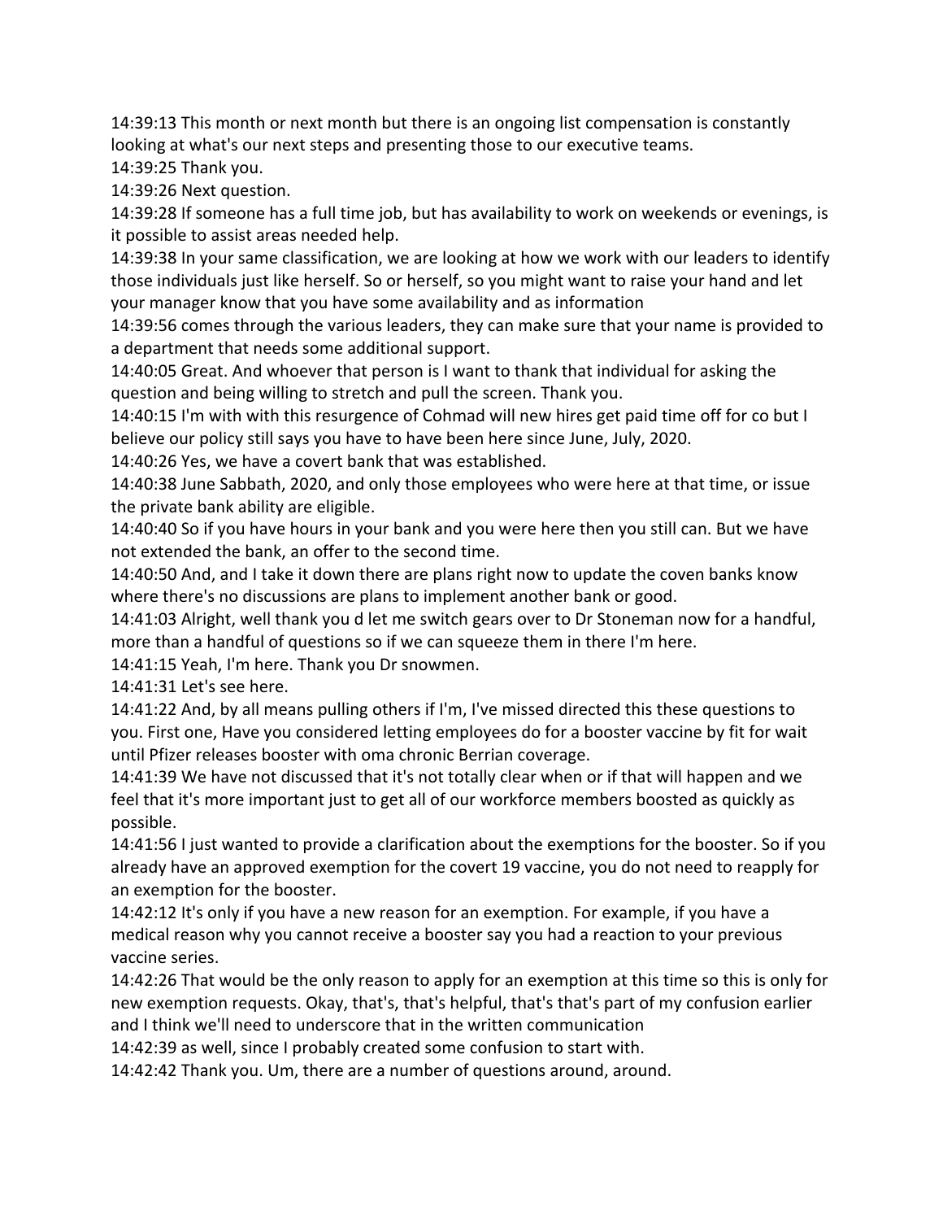14:39:13 This month or next month but there is an ongoing list compensation is constantly looking at what's our next steps and presenting those to our executive teams.

14:39:25 Thank you.

14:39:26 Next question.

14:39:28 If someone has a full time job, but has availability to work on weekends or evenings, is it possible to assist areas needed help.

14:39:38 In your same classification, we are looking at how we work with our leaders to identify those individuals just like herself. So or herself, so you might want to raise your hand and let your manager know that you have some availability and as information

14:39:56 comes through the various leaders, they can make sure that your name is provided to a department that needs some additional support.

14:40:05 Great. And whoever that person is I want to thank that individual for asking the question and being willing to stretch and pull the screen. Thank you.

14:40:15 I'm with with this resurgence of Cohmad will new hires get paid time off for co but I believe our policy still says you have to have been here since June, July, 2020.

14:40:26 Yes, we have a covert bank that was established.

14:40:38 June Sabbath, 2020, and only those employees who were here at that time, or issue the private bank ability are eligible.

14:40:40 So if you have hours in your bank and you were here then you still can. But we have not extended the bank, an offer to the second time.

14:40:50 And, and I take it down there are plans right now to update the coven banks know where there's no discussions are plans to implement another bank or good.

14:41:03 Alright, well thank you d let me switch gears over to Dr Stoneman now for a handful, more than a handful of questions so if we can squeeze them in there I'm here.

14:41:15 Yeah, I'm here. Thank you Dr snowmen.

14:41:31 Let's see here.

14:41:22 And, by all means pulling others if I'm, I've missed directed this these questions to you. First one, Have you considered letting employees do for a booster vaccine by fit for wait until Pfizer releases booster with oma chronic Berrian coverage.

14:41:39 We have not discussed that it's not totally clear when or if that will happen and we feel that it's more important just to get all of our workforce members boosted as quickly as possible.

14:41:56 I just wanted to provide a clarification about the exemptions for the booster. So if you already have an approved exemption for the covert 19 vaccine, you do not need to reapply for an exemption for the booster.

14:42:12 It's only if you have a new reason for an exemption. For example, if you have a medical reason why you cannot receive a booster say you had a reaction to your previous vaccine series.

14:42:26 That would be the only reason to apply for an exemption at this time so this is only for new exemption requests. Okay, that's, that's helpful, that's that's part of my confusion earlier and I think we'll need to underscore that in the written communication

14:42:39 as well, since I probably created some confusion to start with.

14:42:42 Thank you. Um, there are a number of questions around, around.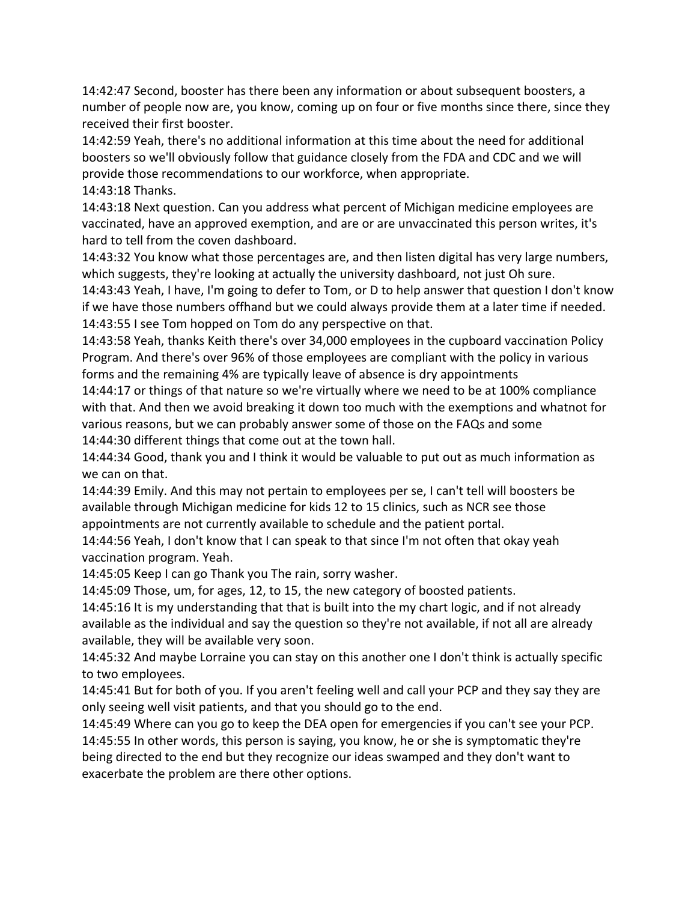14:42:47 Second, booster has there been any information or about subsequent boosters, a number of people now are, you know, coming up on four or five months since there, since they received their first booster.

14:42:59 Yeah, there's no additional information at this time about the need for additional boosters so we'll obviously follow that guidance closely from the FDA and CDC and we will provide those recommendations to our workforce, when appropriate.

14:43:18 Thanks.

14:43:18 Next question. Can you address what percent of Michigan medicine employees are vaccinated, have an approved exemption, and are or are unvaccinated this person writes, it's hard to tell from the coven dashboard.

14:43:32 You know what those percentages are, and then listen digital has very large numbers, which suggests, they're looking at actually the university dashboard, not just Oh sure.

14:43:43 Yeah, I have, I'm going to defer to Tom, or D to help answer that question I don't know if we have those numbers offhand but we could always provide them at a later time if needed.

14:43:55 I see Tom hopped on Tom do any perspective on that.

14:43:58 Yeah, thanks Keith there's over 34,000 employees in the cupboard vaccination Policy Program. And there's over 96% of those employees are compliant with the policy in various forms and the remaining 4% are typically leave of absence is dry appointments

14:44:17 or things of that nature so we're virtually where we need to be at 100% compliance with that. And then we avoid breaking it down too much with the exemptions and whatnot for various reasons, but we can probably answer some of those on the FAQs and some

14:44:30 different things that come out at the town hall.

14:44:34 Good, thank you and I think it would be valuable to put out as much information as we can on that.

14:44:39 Emily. And this may not pertain to employees per se, I can't tell will boosters be available through Michigan medicine for kids 12 to 15 clinics, such as NCR see those appointments are not currently available to schedule and the patient portal.

14:44:56 Yeah, I don't know that I can speak to that since I'm not often that okay yeah vaccination program. Yeah.

14:45:05 Keep I can go Thank you The rain, sorry washer.

14:45:09 Those, um, for ages, 12, to 15, the new category of boosted patients.

14:45:16 It is my understanding that that is built into the my chart logic, and if not already available as the individual and say the question so they're not available, if not all are already available, they will be available very soon.

14:45:32 And maybe Lorraine you can stay on this another one I don't think is actually specific to two employees.

14:45:41 But for both of you. If you aren't feeling well and call your PCP and they say they are only seeing well visit patients, and that you should go to the end.

14:45:49 Where can you go to keep the DEA open for emergencies if you can't see your PCP.

14:45:55 In other words, this person is saying, you know, he or she is symptomatic they're being directed to the end but they recognize our ideas swamped and they don't want to exacerbate the problem are there other options.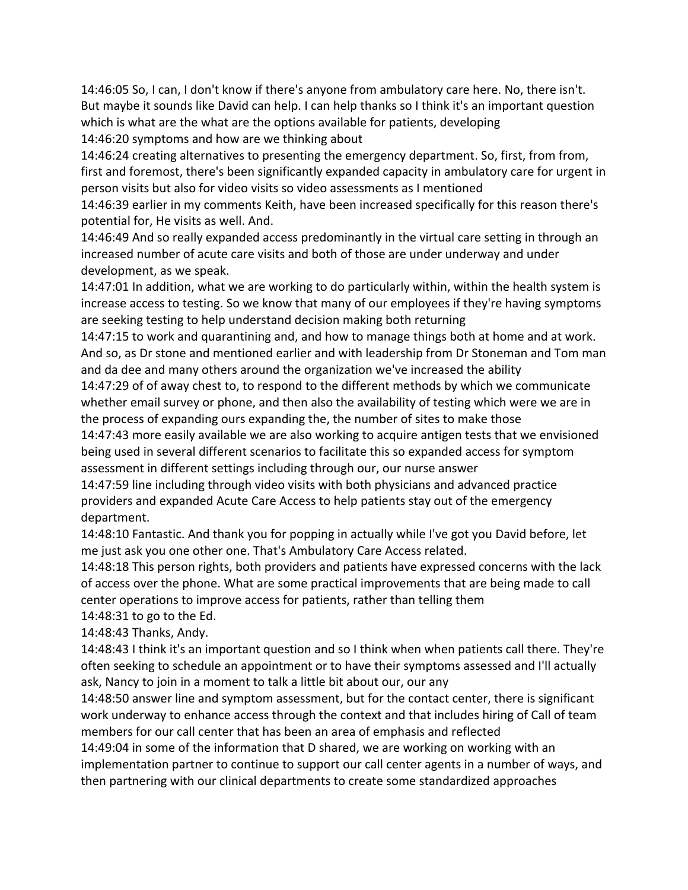14:46:05 So, I can, I don't know if there's anyone from ambulatory care here. No, there isn't. But maybe it sounds like David can help. I can help thanks so I think it's an important question which is what are the what are the options available for patients, developing
14:46:20 symptoms and how are we thinking about
14:46:24 creating alternatives to presenting the emergency department. So, first, from from, first and foremost, there's been significantly expanded capacity in ambulatory care for urgent in person visits but also for video visits so video assessments as I mentioned
14:46:39 earlier in my comments Keith, have been increased specifically for this reason there's potential for, He visits as well. And.
14:46:49 And so really expanded access predominantly in the virtual care setting in through an increased number of acute care visits and both of those are under underway and under development, as we speak.
14:47:01 In addition, what we are working to do particularly within, within the health system is increase access to testing. So we know that many of our employees if they're having symptoms are seeking testing to help understand decision making both returning
14:47:15 to work and quarantining and, and how to manage things both at home and at work. And so, as Dr stone and mentioned earlier and with leadership from Dr Stoneman and Tom man and da dee and many others around the organization we've increased the ability
14:47:29 of of away chest to, to respond to the different methods by which we communicate whether email survey or phone, and then also the availability of testing which were we are in the process of expanding ours expanding the, the number of sites to make those
14:47:43 more easily available we are also working to acquire antigen tests that we envisioned being used in several different scenarios to facilitate this so expanded access for symptom assessment in different settings including through our, our nurse answer
14:47:59 line including through video visits with both physicians and advanced practice providers and expanded Acute Care Access to help patients stay out of the emergency department.
14:48:10 Fantastic. And thank you for popping in actually while I've got you David before, let me just ask you one other one. That's Ambulatory Care Access related.
14:48:18 This person rights, both providers and patients have expressed concerns with the lack of access over the phone. What are some practical improvements that are being made to call center operations to improve access for patients, rather than telling them
14:48:31 to go to the Ed.
14:48:43 Thanks, Andy.
14:48:43 I think it's an important question and so I think when when patients call there. They're often seeking to schedule an appointment or to have their symptoms assessed and I'll actually ask, Nancy to join in a moment to talk a little bit about our, our any
14:48:50 answer line and symptom assessment, but for the contact center, there is significant work underway to enhance access through the context and that includes hiring of Call of team members for our call center that has been an area of emphasis and reflected
14:49:04 in some of the information that D shared, we are working on working with an implementation partner to continue to support our call center agents in a number of ways, and then partnering with our clinical departments to create some standardized approaches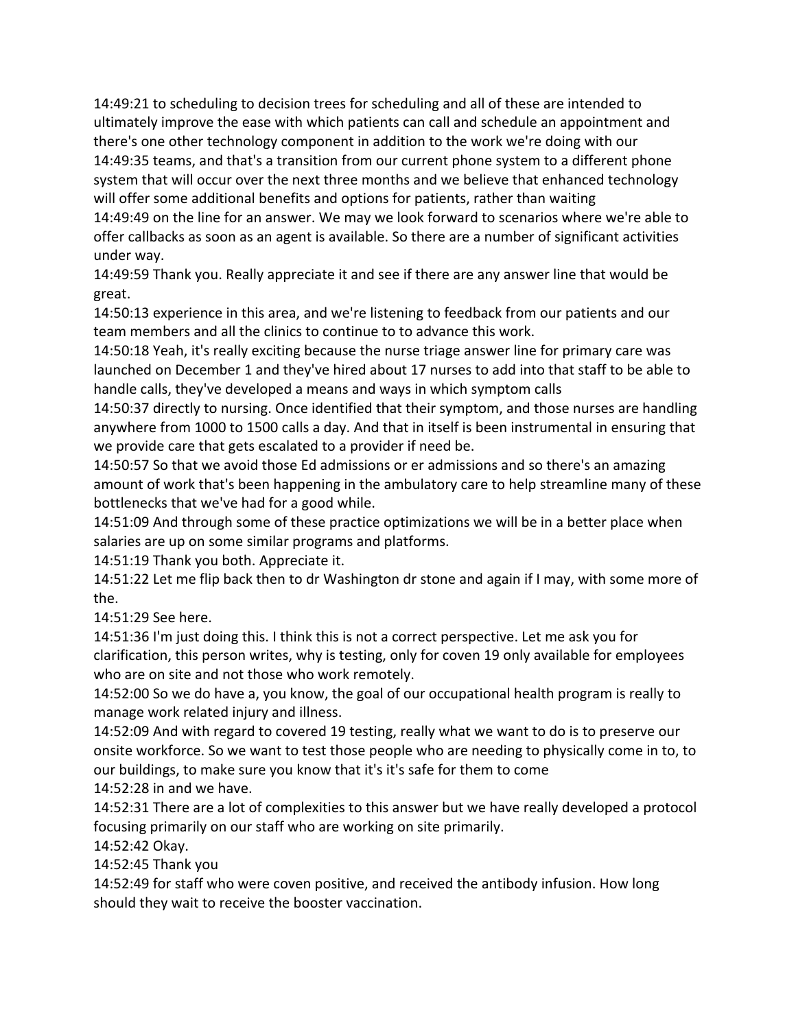14:49:21 to scheduling to decision trees for scheduling and all of these are intended to ultimately improve the ease with which patients can call and schedule an appointment and there's one other technology component in addition to the work we're doing with our
14:49:35 teams, and that's a transition from our current phone system to a different phone system that will occur over the next three months and we believe that enhanced technology will offer some additional benefits and options for patients, rather than waiting
14:49:49 on the line for an answer. We may we look forward to scenarios where we're able to offer callbacks as soon as an agent is available. So there are a number of significant activities under way.
14:49:59 Thank you. Really appreciate it and see if there are any answer line that would be great.
14:50:13 experience in this area, and we're listening to feedback from our patients and our team members and all the clinics to continue to to advance this work.
14:50:18 Yeah, it's really exciting because the nurse triage answer line for primary care was launched on December 1 and they've hired about 17 nurses to add into that staff to be able to handle calls, they've developed a means and ways in which symptom calls
14:50:37 directly to nursing. Once identified that their symptom, and those nurses are handling anywhere from 1000 to 1500 calls a day. And that in itself is been instrumental in ensuring that we provide care that gets escalated to a provider if need be.
14:50:57 So that we avoid those Ed admissions or er admissions and so there's an amazing amount of work that's been happening in the ambulatory care to help streamline many of these bottlenecks that we've had for a good while.
14:51:09 And through some of these practice optimizations we will be in a better place when salaries are up on some similar programs and platforms.
14:51:19 Thank you both. Appreciate it.
14:51:22 Let me flip back then to dr Washington dr stone and again if I may, with some more of the.
14:51:29 See here.
14:51:36 I'm just doing this. I think this is not a correct perspective. Let me ask you for clarification, this person writes, why is testing, only for coven 19 only available for employees who are on site and not those who work remotely.
14:52:00 So we do have a, you know, the goal of our occupational health program is really to manage work related injury and illness.
14:52:09 And with regard to covered 19 testing, really what we want to do is to preserve our onsite workforce. So we want to test those people who are needing to physically come in to, to our buildings, to make sure you know that it's it's safe for them to come
14:52:28 in and we have.
14:52:31 There are a lot of complexities to this answer but we have really developed a protocol focusing primarily on our staff who are working on site primarily.
14:52:42 Okay.
14:52:45 Thank you
14:52:49 for staff who were coven positive, and received the antibody infusion. How long should they wait to receive the booster vaccination.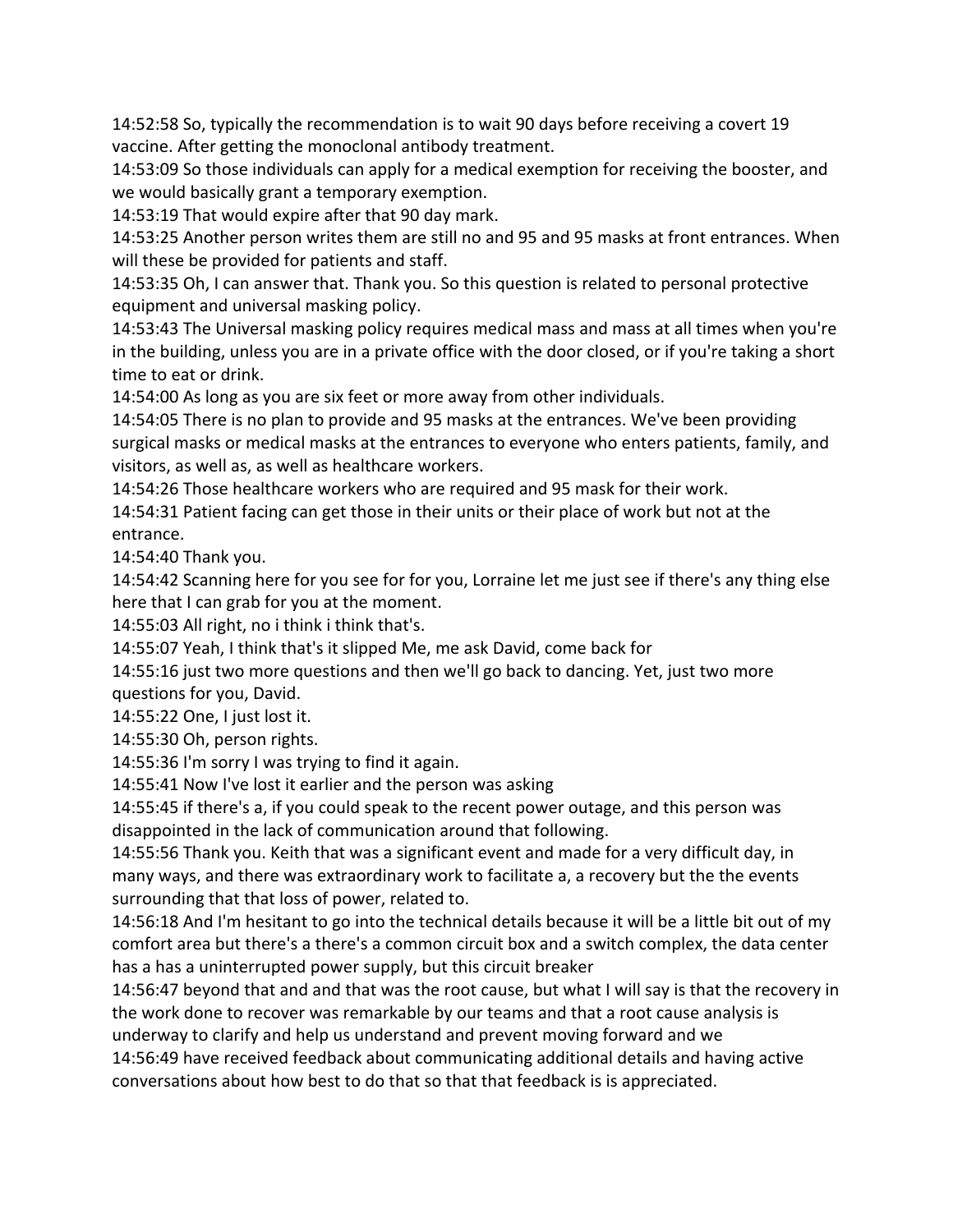14:52:58 So, typically the recommendation is to wait 90 days before receiving a covert 19 vaccine. After getting the monoclonal antibody treatment.

14:53:09 So those individuals can apply for a medical exemption for receiving the booster, and we would basically grant a temporary exemption.

14:53:19 That would expire after that 90 day mark.

14:53:25 Another person writes them are still no and 95 and 95 masks at front entrances. When will these be provided for patients and staff.

14:53:35 Oh, I can answer that. Thank you. So this question is related to personal protective equipment and universal masking policy.

14:53:43 The Universal masking policy requires medical mass and mass at all times when you're in the building, unless you are in a private office with the door closed, or if you're taking a short time to eat or drink.

14:54:00 As long as you are six feet or more away from other individuals.

14:54:05 There is no plan to provide and 95 masks at the entrances. We've been providing surgical masks or medical masks at the entrances to everyone who enters patients, family, and visitors, as well as, as well as healthcare workers.

14:54:26 Those healthcare workers who are required and 95 mask for their work.

14:54:31 Patient facing can get those in their units or their place of work but not at the entrance.

14:54:40 Thank you.

14:54:42 Scanning here for you see for for you, Lorraine let me just see if there's any thing else here that I can grab for you at the moment.

14:55:03 All right, no i think i think that's.

14:55:07 Yeah, I think that's it slipped Me, me ask David, come back for

14:55:16 just two more questions and then we'll go back to dancing. Yet, just two more questions for you, David.

14:55:22 One, I just lost it.

14:55:30 Oh, person rights.

14:55:36 I'm sorry I was trying to find it again.

14:55:41 Now I've lost it earlier and the person was asking

14:55:45 if there's a, if you could speak to the recent power outage, and this person was disappointed in the lack of communication around that following.

14:55:56 Thank you. Keith that was a significant event and made for a very difficult day, in many ways, and there was extraordinary work to facilitate a, a recovery but the the events surrounding that that loss of power, related to.

14:56:18 And I'm hesitant to go into the technical details because it will be a little bit out of my comfort area but there's a there's a common circuit box and a switch complex, the data center has a has a uninterrupted power supply, but this circuit breaker

14:56:47 beyond that and and that was the root cause, but what I will say is that the recovery in the work done to recover was remarkable by our teams and that a root cause analysis is underway to clarify and help us understand and prevent moving forward and we

14:56:49 have received feedback about communicating additional details and having active conversations about how best to do that so that that feedback is is appreciated.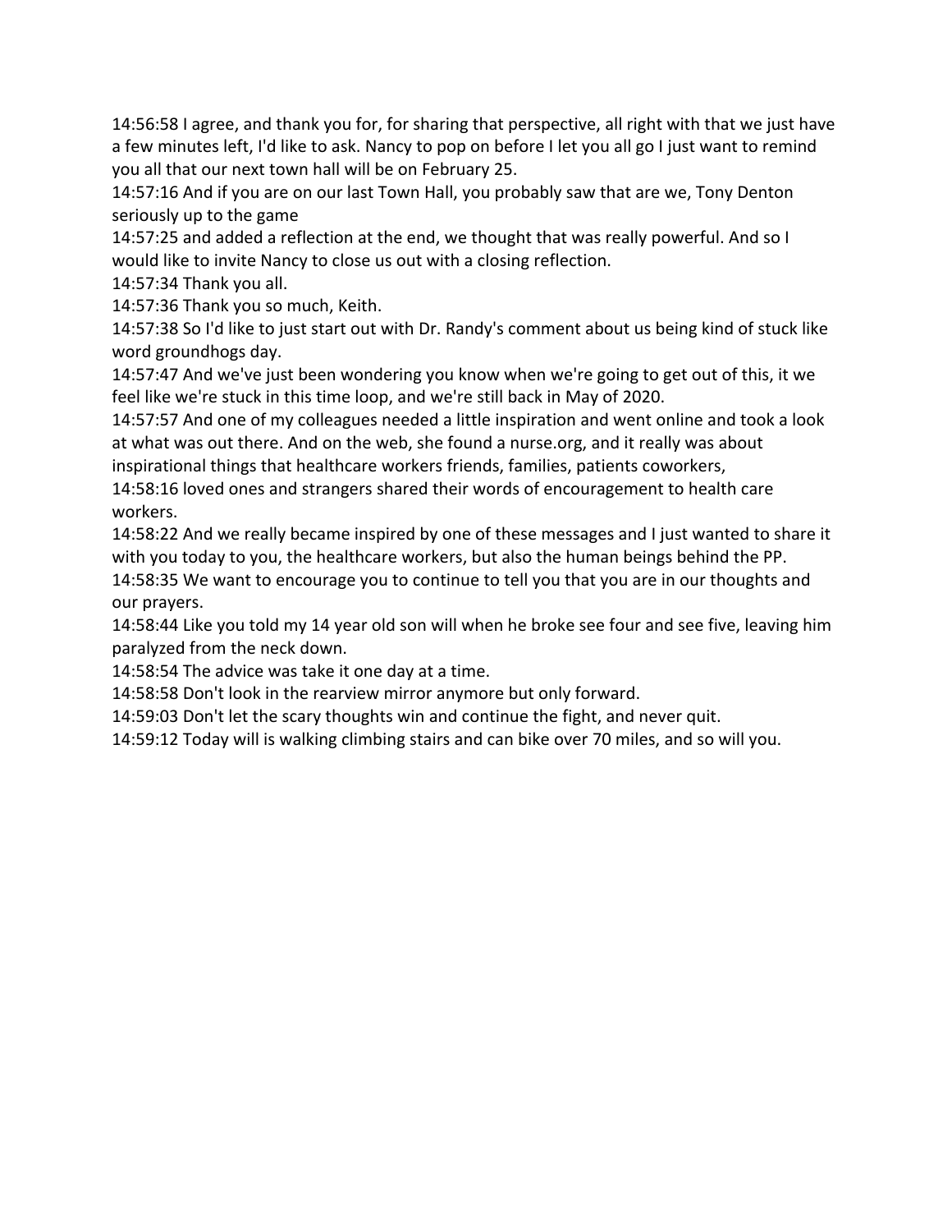14:56:58 I agree, and thank you for, for sharing that perspective, all right with that we just have a few minutes left, I'd like to ask. Nancy to pop on before I let you all go I just want to remind you all that our next town hall will be on February 25.

14:57:16 And if you are on our last Town Hall, you probably saw that are we, Tony Denton seriously up to the game

14:57:25 and added a reflection at the end, we thought that was really powerful. And so I would like to invite Nancy to close us out with a closing reflection.

14:57:34 Thank you all.

14:57:36 Thank you so much, Keith.

14:57:38 So I'd like to just start out with Dr. Randy's comment about us being kind of stuck like word groundhogs day.

14:57:47 And we've just been wondering you know when we're going to get out of this, it we feel like we're stuck in this time loop, and we're still back in May of 2020.

14:57:57 And one of my colleagues needed a little inspiration and went online and took a look at what was out there. And on the web, she found a nurse.org, and it really was about inspirational things that healthcare workers friends, families, patients coworkers,

14:58:16 loved ones and strangers shared their words of encouragement to health care workers.

14:58:22 And we really became inspired by one of these messages and I just wanted to share it with you today to you, the healthcare workers, but also the human beings behind the PP.

14:58:35 We want to encourage you to continue to tell you that you are in our thoughts and our prayers.

14:58:44 Like you told my 14 year old son will when he broke see four and see five, leaving him paralyzed from the neck down.

14:58:54 The advice was take it one day at a time.

14:58:58 Don't look in the rearview mirror anymore but only forward.

14:59:03 Don't let the scary thoughts win and continue the fight, and never quit.

14:59:12 Today will is walking climbing stairs and can bike over 70 miles, and so will you.